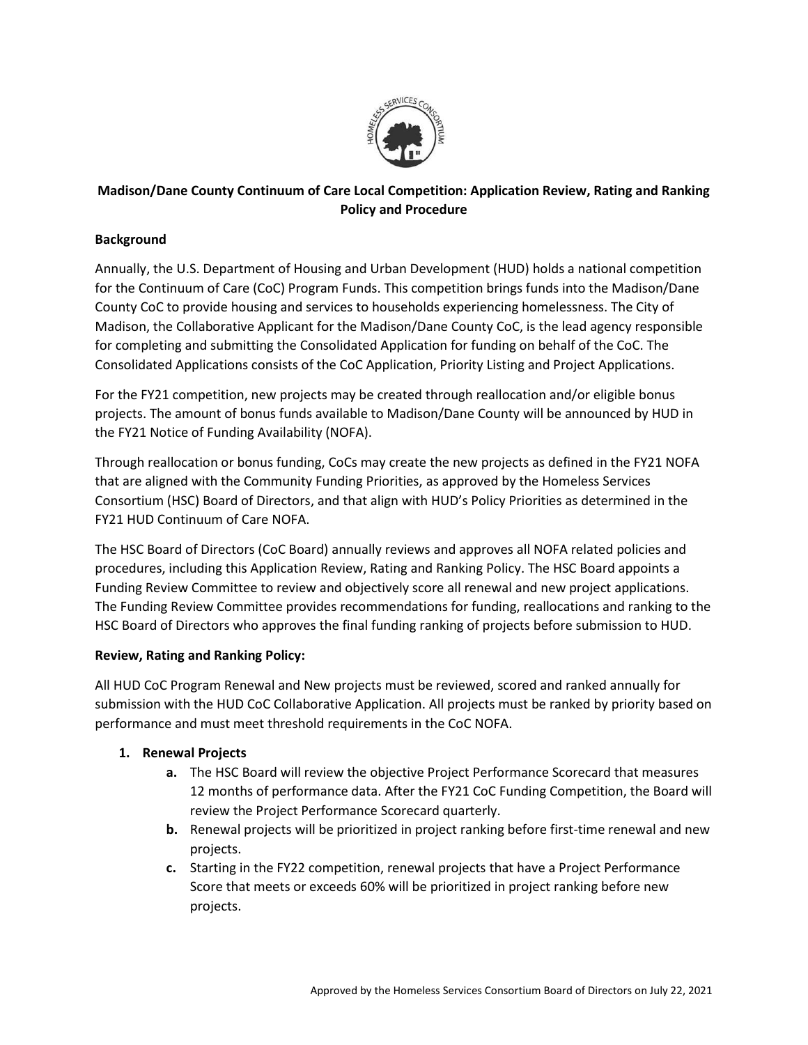# Madison/Dane County Continuum of Care Local Competition: Application Review, Rating and Ranking Policy and Procedure

## Background

Annually, the U.S. Department of Housing and Urban Development (HUD) holds a national competition for the Continuum of Care (CoC) Program Funds. This competition brings funds into the Madison/Dane County CoC to provide housing and services to households experiencing homelessness. The City of Madison, the Collaborative Applicant for the Madison/Dane County CoC, is the lead agency responsible for completing and submitting the Consolidated Application for funding on behalf of the CoC. The Consolidated Applications consists of the CoC Application, Priority Listing and Project Applications.

For the FY21 competition, new projects may be created through reallocation and/or eligible bonus projects. The amount of bonus funds available to Madison/Dane County will be announced by HUD in the FY21 Notice of Funding Availability (NOFA).

Through reallocation or bonus funding, CoCs may create the new projects as defined in the FY21 NOFA that are aligned with the Community Funding Priorities, as approved by the Homeless Services Consortium (HSC) Board of Directors, and that align with HUD's Policy Priorities as determined in the FY21 HUD Continuum of Care NOFA.

The HSC Board of Directors (CoC Board) annually reviews and approves all NOFA related policies and procedures, including this Application Review, Rating and Ranking Policy. The HSC Board appoints a Funding Review Committee to review and objectively score all renewal and new project applications. The Funding Review Committee provides recommendations for funding, reallocations and ranking to the HSC Board of Directors who approves the final funding ranking of projects before submission to HUD.

## Review, Rating and Ranking Policy:

All HUD CoC Program Renewal and New projects must be reviewed, scored and ranked annually for submission with the HUD CoC Collaborative Application. All projects must be ranked by priority based on performance and must meet threshold requirements in the CoC NOFA.

1. **Renewal Projects**
   - **a.** The HSC Board will review the objective Project Performance Scorecard that measures 12 months of performance data. After the FY21 CoC Funding Competition, the Board will review the Project Performance Scorecard quarterly.
   - **b.** Renewal projects will be prioritized in project ranking before first-time renewal and new projects.
   - **c.** Starting in the FY22 competition, renewal projects that have a Project Performance Score that meets or exceeds 60% will be prioritized in project ranking before new projects.

Approved by the Homeless Services Consortium Board of Directors on July 22, 2021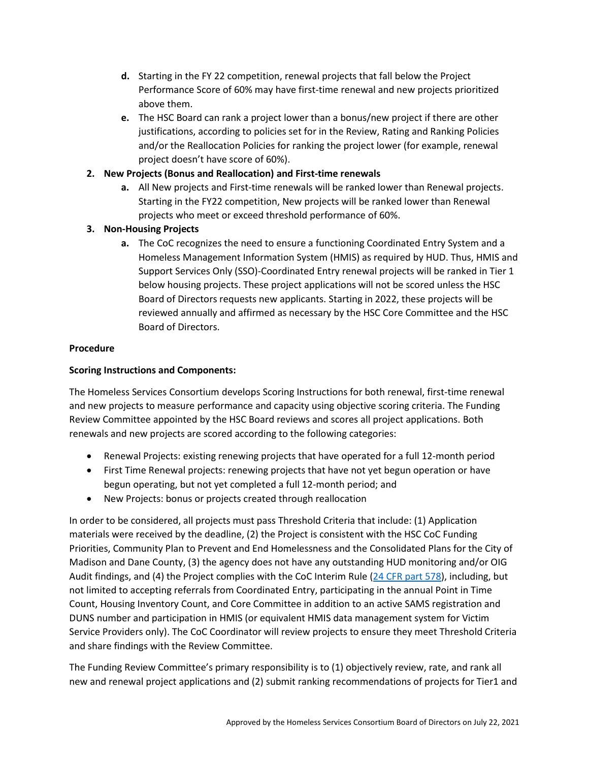d. Starting in the FY 22 competition, renewal projects that fall below the Project Performance Score of 60% may have first-time renewal and new projects prioritized above them.
   e. The HSC Board can rank a project lower than a bonus/new project if there are other justifications, according to policies set for in the Review, Rating and Ranking Policies and/or the Reallocation Policies for ranking the project lower (for example, renewal project doesn't have score of 60%).

2. **New Projects (Bonus and Reallocation) and First-time renewals**
   a. All New projects and First-time renewals will be ranked lower than Renewal projects. Starting in the FY22 competition, New projects will be ranked lower than Renewal projects who meet or exceed threshold performance of 60%.

3. **Non-Housing Projects**
   a. The CoC recognizes the need to ensure a functioning Coordinated Entry System and a Homeless Management Information System (HMIS) as required by HUD. Thus, HMIS and Support Services Only (SSO)-Coordinated Entry renewal projects will be ranked in Tier 1 below housing projects. These project applications will not be scored unless the HSC Board of Directors requests new applicants. Starting in 2022, these projects will be reviewed annually and affirmed as necessary by the HSC Core Committee and the HSC Board of Directors.

**Procedure**

**Scoring Instructions and Components:**

The Homeless Services Consortium develops Scoring Instructions for both renewal, first-time renewal and new projects to measure performance and capacity using objective scoring criteria. The Funding Review Committee appointed by the HSC Board reviews and scores all project applications. Both renewals and new projects are scored according to the following categories:

- Renewal Projects: existing renewing projects that have operated for a full 12-month period
- First Time Renewal projects: renewing projects that have not yet begun operation or have begun operating, but not yet completed a full 12-month period; and
- New Projects: bonus or projects created through reallocation

In order to be considered, all projects must pass Threshold Criteria that include: (1) Application materials were received by the deadline, (2) the Project is consistent with the HSC CoC Funding Priorities, Community Plan to Prevent and End Homelessness and the Consolidated Plans for the City of Madison and Dane County, (3) the agency does not have any outstanding HUD monitoring and/or OIG Audit findings, and (4) the Project complies with the CoC Interim Rule (24 CFR part 578), including, but not limited to accepting referrals from Coordinated Entry, participating in the annual Point in Time Count, Housing Inventory Count, and Core Committee in addition to an active SAMS registration and DUNS number and participation in HMIS (or equivalent HMIS data management system for Victim Service Providers only). The CoC Coordinator will review projects to ensure they meet Threshold Criteria and share findings with the Review Committee.

The Funding Review Committee's primary responsibility is to (1) objectively review, rate, and rank all new and renewal project applications and (2) submit ranking recommendations of projects for Tier1 and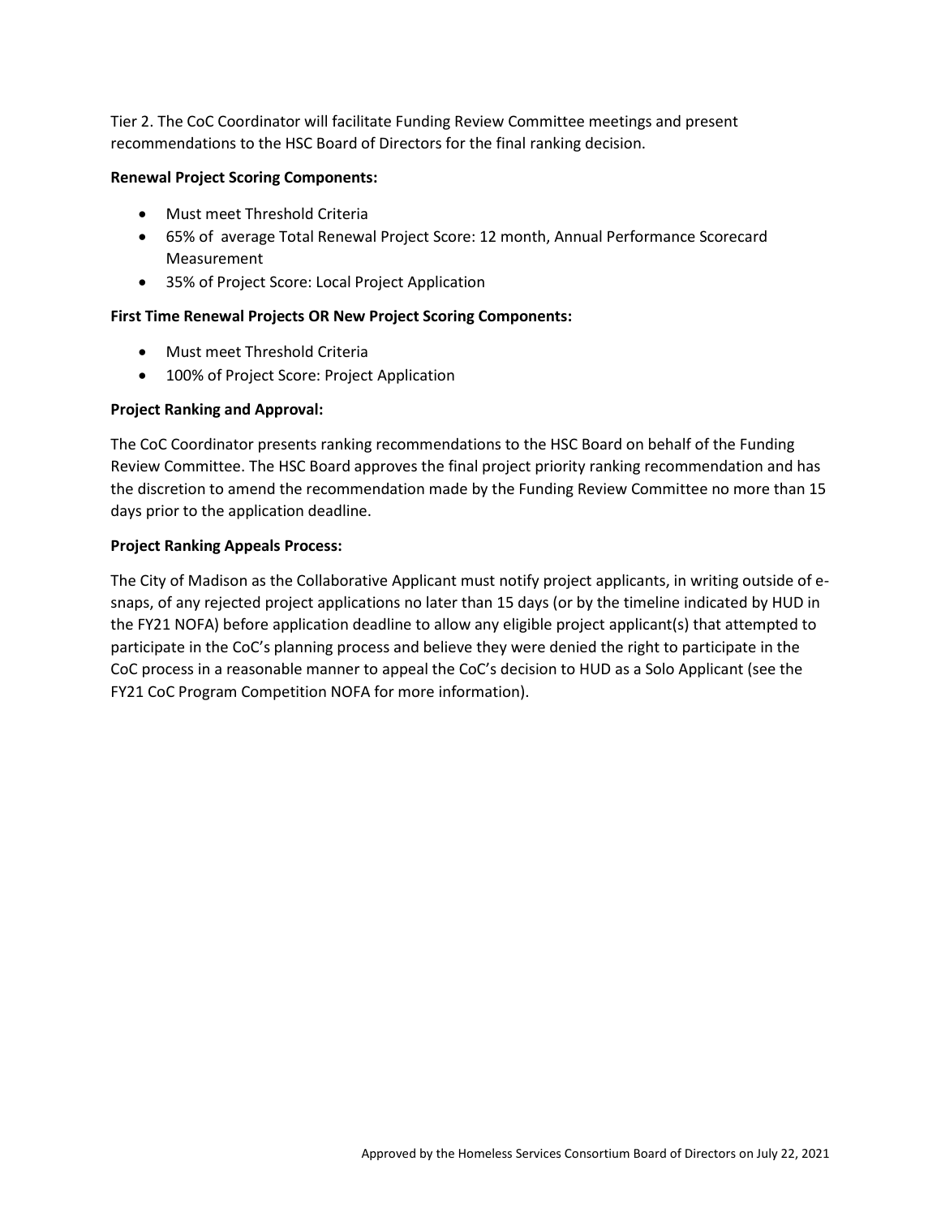Tier 2. The CoC Coordinator will facilitate Funding Review Committee meetings and present recommendations to the HSC Board of Directors for the final ranking decision.

**Renewal Project Scoring Components:**

- Must meet Threshold Criteria
- 65% of average Total Renewal Project Score: 12 month, Annual Performance Scorecard Measurement
- 35% of Project Score: Local Project Application

**First Time Renewal Projects OR New Project Scoring Components:**

- Must meet Threshold Criteria
- 100% of Project Score: Project Application

**Project Ranking and Approval:**

The CoC Coordinator presents ranking recommendations to the HSC Board on behalf of the Funding Review Committee. The HSC Board approves the final project priority ranking recommendation and has the discretion to amend the recommendation made by the Funding Review Committee no more than 15 days prior to the application deadline.

**Project Ranking Appeals Process:**

The City of Madison as the Collaborative Applicant must notify project applicants, in writing outside of e-snaps, of any rejected project applications no later than 15 days (or by the timeline indicated by HUD in the FY21 NOFA) before application deadline to allow any eligible project applicant(s) that attempted to participate in the CoC's planning process and believe they were denied the right to participate in the CoC process in a reasonable manner to appeal the CoC's decision to HUD as a Solo Applicant (see the FY21 CoC Program Competition NOFA for more information).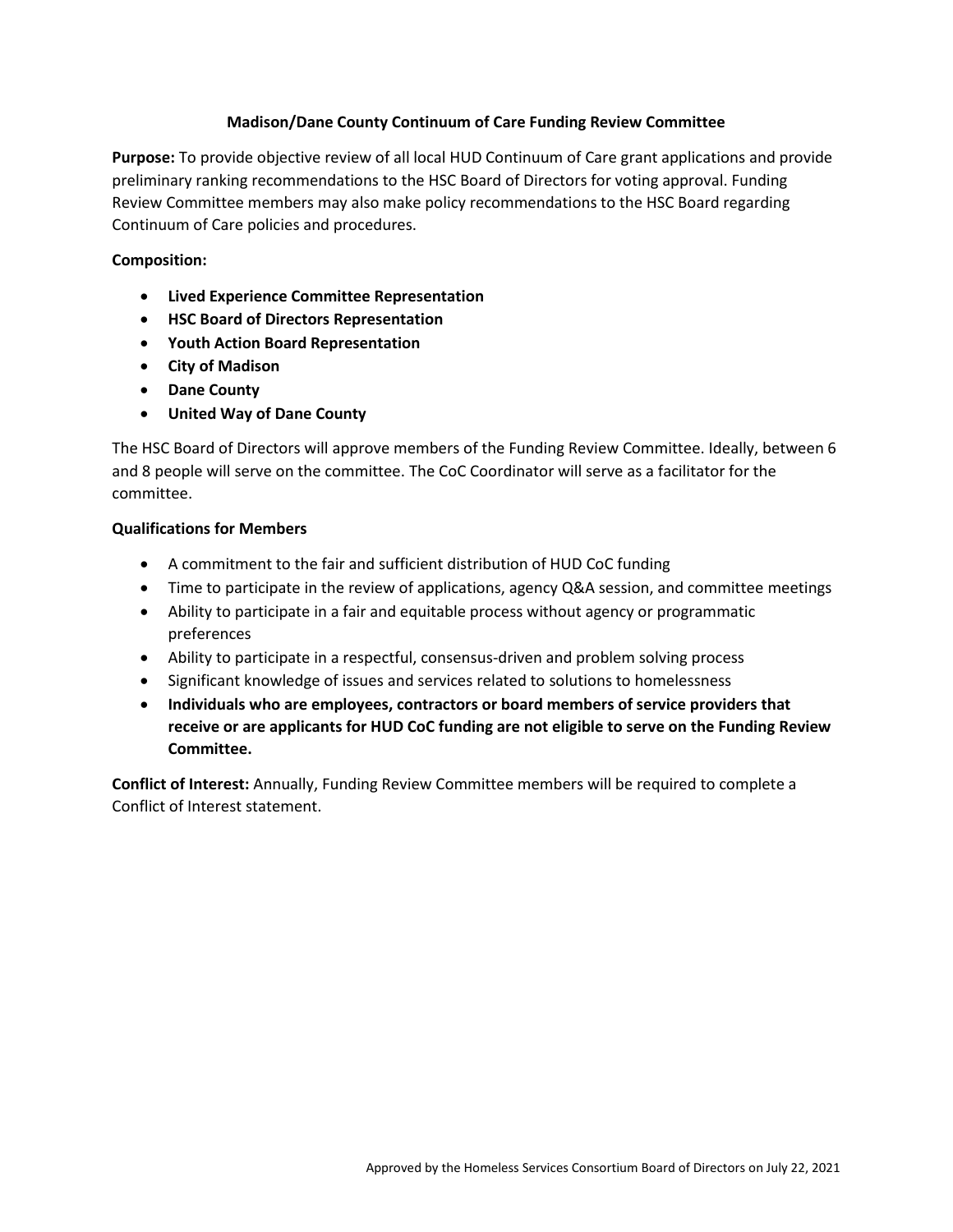## Madison/Dane County Continuum of Care Funding Review Committee

**Purpose:** To provide objective review of all local HUD Continuum of Care grant applications and provide preliminary ranking recommendations to the HSC Board of Directors for voting approval. Funding Review Committee members may also make policy recommendations to the HSC Board regarding Continuum of Care policies and procedures.

**Composition:**

- **Lived Experience Committee Representation**
- **HSC Board of Directors Representation**
- **Youth Action Board Representation**
- **City of Madison**
- **Dane County**
- **United Way of Dane County**

The HSC Board of Directors will approve members of the Funding Review Committee. Ideally, between 6 and 8 people will serve on the committee. The CoC Coordinator will serve as a facilitator for the committee.

**Qualifications for Members**

- A commitment to the fair and sufficient distribution of HUD CoC funding
- Time to participate in the review of applications, agency Q&A session, and committee meetings
- Ability to participate in a fair and equitable process without agency or programmatic preferences
- Ability to participate in a respectful, consensus-driven and problem solving process
- Significant knowledge of issues and services related to solutions to homelessness
- **Individuals who are employees, contractors or board members of service providers that receive or are applicants for HUD CoC funding are not eligible to serve on the Funding Review Committee.**

**Conflict of Interest:** Annually, Funding Review Committee members will be required to complete a Conflict of Interest statement.

Approved by the Homeless Services Consortium Board of Directors on July 22, 2021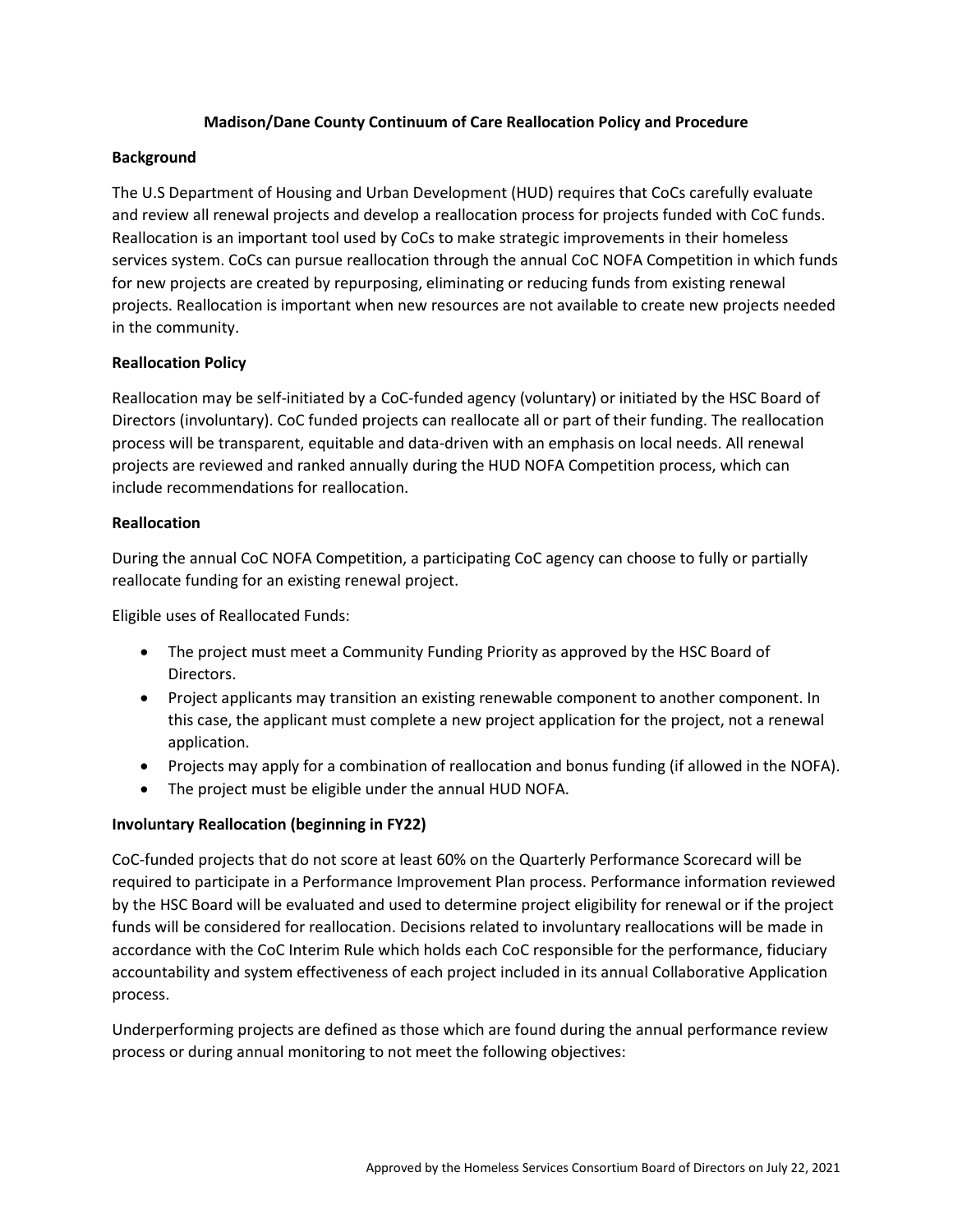**Madison/Dane County Continuum of Care Reallocation Policy and Procedure**

**Background**

The U.S Department of Housing and Urban Development (HUD) requires that CoCs carefully evaluate and review all renewal projects and develop a reallocation process for projects funded with CoC funds. Reallocation is an important tool used by CoCs to make strategic improvements in their homeless services system. CoCs can pursue reallocation through the annual CoC NOFA Competition in which funds for new projects are created by repurposing, eliminating or reducing funds from existing renewal projects. Reallocation is important when new resources are not available to create new projects needed in the community.

**Reallocation Policy**

Reallocation may be self-initiated by a CoC-funded agency (voluntary) or initiated by the HSC Board of Directors (involuntary). CoC funded projects can reallocate all or part of their funding. The reallocation process will be transparent, equitable and data-driven with an emphasis on local needs. All renewal projects are reviewed and ranked annually during the HUD NOFA Competition process, which can include recommendations for reallocation.

**Reallocation**

During the annual CoC NOFA Competition, a participating CoC agency can choose to fully or partially reallocate funding for an existing renewal project.

Eligible uses of Reallocated Funds:

- The project must meet a Community Funding Priority as approved by the HSC Board of Directors.
- Project applicants may transition an existing renewable component to another component. In this case, the applicant must complete a new project application for the project, not a renewal application.
- Projects may apply for a combination of reallocation and bonus funding (if allowed in the NOFA).
- The project must be eligible under the annual HUD NOFA.

**Involuntary Reallocation (beginning in FY22)**

CoC-funded projects that do not score at least 60% on the Quarterly Performance Scorecard will be required to participate in a Performance Improvement Plan process. Performance information reviewed by the HSC Board will be evaluated and used to determine project eligibility for renewal or if the project funds will be considered for reallocation. Decisions related to involuntary reallocations will be made in accordance with the CoC Interim Rule which holds each CoC responsible for the performance, fiduciary accountability and system effectiveness of each project included in its annual Collaborative Application process.

Underperforming projects are defined as those which are found during the annual performance review process or during annual monitoring to not meet the following objectives:

Approved by the Homeless Services Consortium Board of Directors on July 22, 2021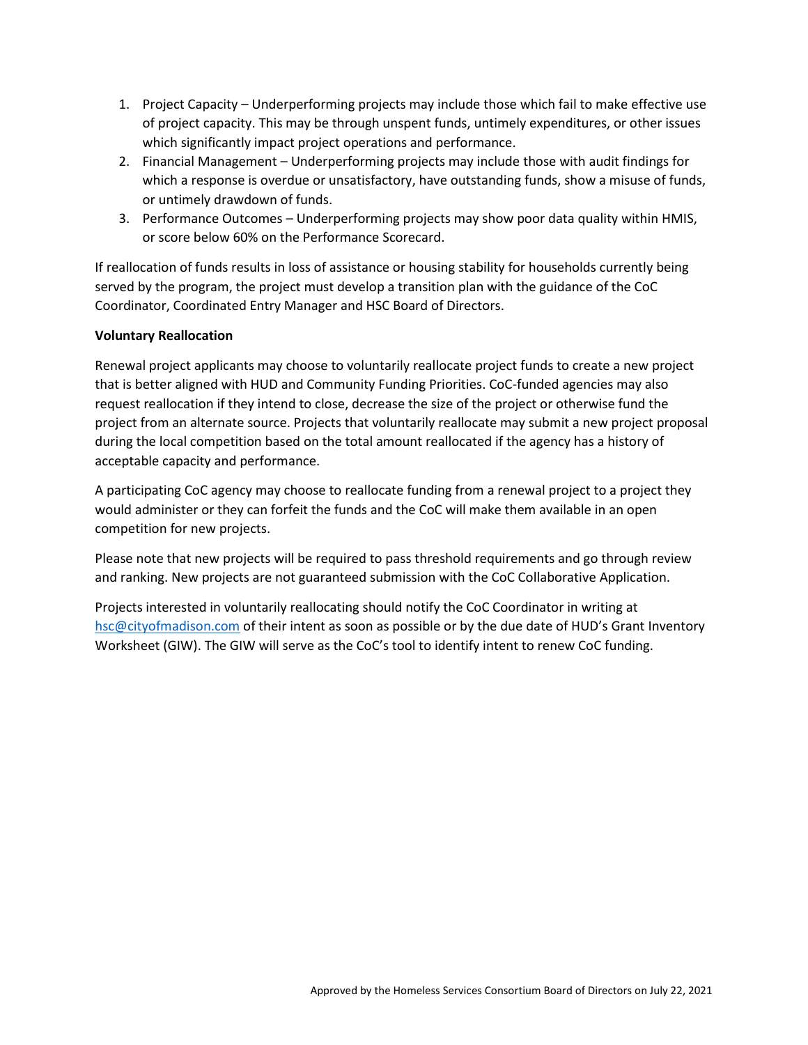1. Project Capacity – Underperforming projects may include those which fail to make effective use of project capacity. This may be through unspent funds, untimely expenditures, or other issues which significantly impact project operations and performance.
2. Financial Management – Underperforming projects may include those with audit findings for which a response is overdue or unsatisfactory, have outstanding funds, show a misuse of funds, or untimely drawdown of funds.
3. Performance Outcomes – Underperforming projects may show poor data quality within HMIS, or score below 60% on the Performance Scorecard.

If reallocation of funds results in loss of assistance or housing stability for households currently being served by the program, the project must develop a transition plan with the guidance of the CoC Coordinator, Coordinated Entry Manager and HSC Board of Directors.

**Voluntary Reallocation**

Renewal project applicants may choose to voluntarily reallocate project funds to create a new project that is better aligned with HUD and Community Funding Priorities. CoC-funded agencies may also request reallocation if they intend to close, decrease the size of the project or otherwise fund the project from an alternate source. Projects that voluntarily reallocate may submit a new project proposal during the local competition based on the total amount reallocated if the agency has a history of acceptable capacity and performance.

A participating CoC agency may choose to reallocate funding from a renewal project to a project they would administer or they can forfeit the funds and the CoC will make them available in an open competition for new projects.

Please note that new projects will be required to pass threshold requirements and go through review and ranking. New projects are not guaranteed submission with the CoC Collaborative Application.

Projects interested in voluntarily reallocating should notify the CoC Coordinator in writing at hsc@cityofmadison.com of their intent as soon as possible or by the due date of HUD's Grant Inventory Worksheet (GIW). The GIW will serve as the CoC's tool to identify intent to renew CoC funding.

Approved by the Homeless Services Consortium Board of Directors on July 22, 2021